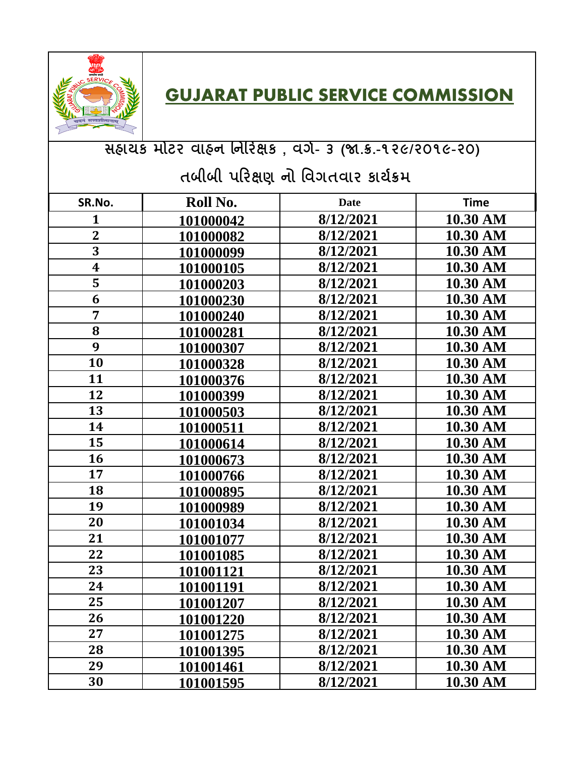# GUJARAT PUBLIC SERVICE COMMISSION

## સહાયક મોટર વાહન નિરીક્ષક , વર્ગ- ૩ (જા.ક્ર.-૧૨૯/૨૦૧૯-૨૦)

## તબીબી પરિક્ષણ નો વિગતવાર કાર્યક્રમ

| SR.No. | Roll No. | Date | Time |
|---|---|---|---|
| 1 | 101000042 | 8/12/2021 | 10.30 AM |
| 2 | 101000082 | 8/12/2021 | 10.30 AM |
| 3 | 101000099 | 8/12/2021 | 10.30 AM |
| 4 | 101000105 | 8/12/2021 | 10.30 AM |
| 5 | 101000203 | 8/12/2021 | 10.30 AM |
| 6 | 101000230 | 8/12/2021 | 10.30 AM |
| 7 | 101000240 | 8/12/2021 | 10.30 AM |
| 8 | 101000281 | 8/12/2021 | 10.30 AM |
| 9 | 101000307 | 8/12/2021 | 10.30 AM |
| 10 | 101000328 | 8/12/2021 | 10.30 AM |
| 11 | 101000376 | 8/12/2021 | 10.30 AM |
| 12 | 101000399 | 8/12/2021 | 10.30 AM |
| 13 | 101000503 | 8/12/2021 | 10.30 AM |
| 14 | 101000511 | 8/12/2021 | 10.30 AM |
| 15 | 101000614 | 8/12/2021 | 10.30 AM |
| 16 | 101000673 | 8/12/2021 | 10.30 AM |
| 17 | 101000766 | 8/12/2021 | 10.30 AM |
| 18 | 101000895 | 8/12/2021 | 10.30 AM |
| 19 | 101000989 | 8/12/2021 | 10.30 AM |
| 20 | 101001034 | 8/12/2021 | 10.30 AM |
| 21 | 101001077 | 8/12/2021 | 10.30 AM |
| 22 | 101001085 | 8/12/2021 | 10.30 AM |
| 23 | 101001121 | 8/12/2021 | 10.30 AM |
| 24 | 101001191 | 8/12/2021 | 10.30 AM |
| 25 | 101001207 | 8/12/2021 | 10.30 AM |
| 26 | 101001220 | 8/12/2021 | 10.30 AM |
| 27 | 101001275 | 8/12/2021 | 10.30 AM |
| 28 | 101001395 | 8/12/2021 | 10.30 AM |
| 29 | 101001461 | 8/12/2021 | 10.30 AM |
| 30 | 101001595 | 8/12/2021 | 10.30 AM |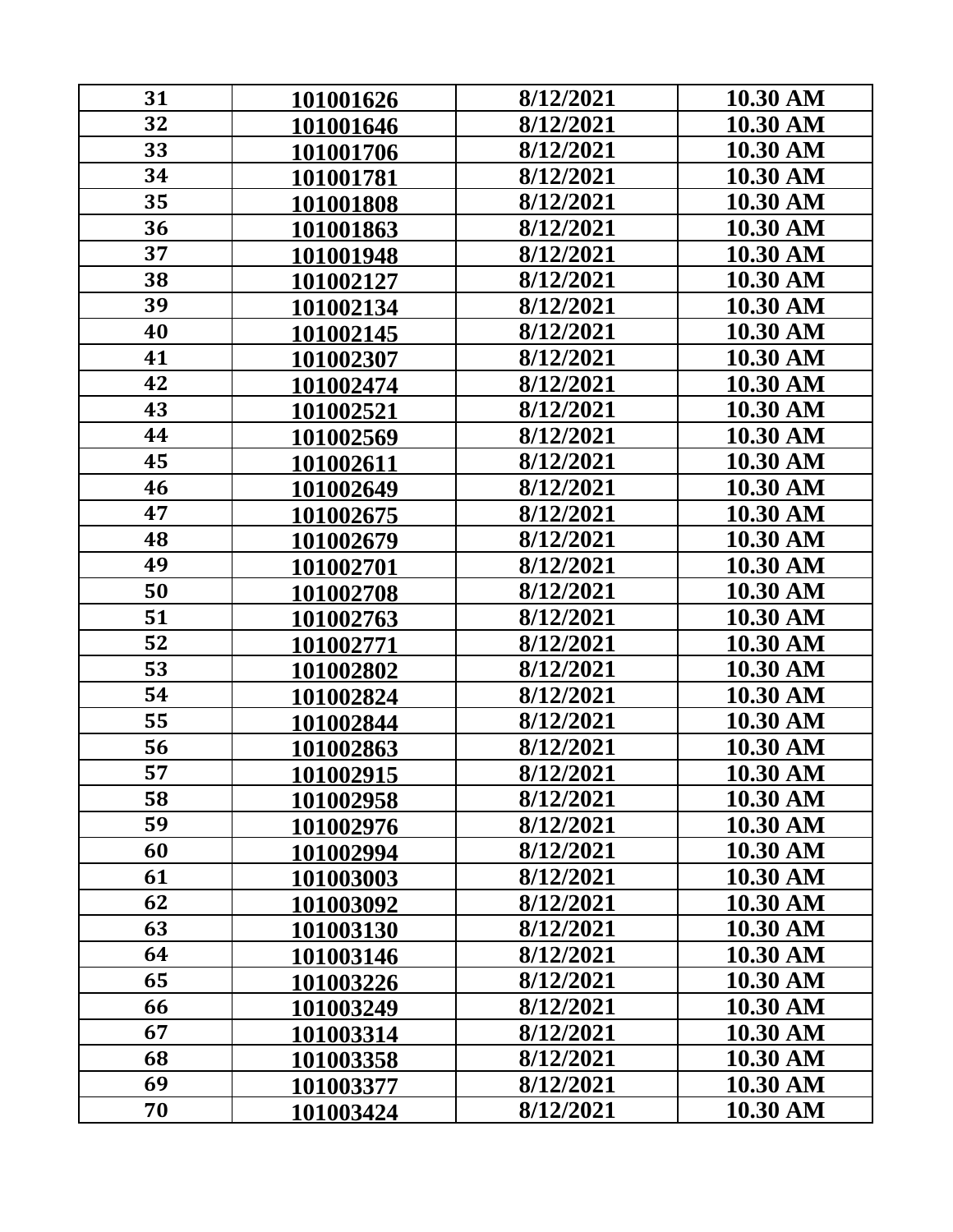| 31 | 101001626 | 8/12/2021 | 10.30 AM |
|---|---|---|---|
| 32 | 101001646 | 8/12/2021 | 10.30 AM |
| 33 | 101001706 | 8/12/2021 | 10.30 AM |
| 34 | 101001781 | 8/12/2021 | 10.30 AM |
| 35 | 101001808 | 8/12/2021 | 10.30 AM |
| 36 | 101001863 | 8/12/2021 | 10.30 AM |
| 37 | 101001948 | 8/12/2021 | 10.30 AM |
| 38 | 101002127 | 8/12/2021 | 10.30 AM |
| 39 | 101002134 | 8/12/2021 | 10.30 AM |
| 40 | 101002145 | 8/12/2021 | 10.30 AM |
| 41 | 101002307 | 8/12/2021 | 10.30 AM |
| 42 | 101002474 | 8/12/2021 | 10.30 AM |
| 43 | 101002521 | 8/12/2021 | 10.30 AM |
| 44 | 101002569 | 8/12/2021 | 10.30 AM |
| 45 | 101002611 | 8/12/2021 | 10.30 AM |
| 46 | 101002649 | 8/12/2021 | 10.30 AM |
| 47 | 101002675 | 8/12/2021 | 10.30 AM |
| 48 | 101002679 | 8/12/2021 | 10.30 AM |
| 49 | 101002701 | 8/12/2021 | 10.30 AM |
| 50 | 101002708 | 8/12/2021 | 10.30 AM |
| 51 | 101002763 | 8/12/2021 | 10.30 AM |
| 52 | 101002771 | 8/12/2021 | 10.30 AM |
| 53 | 101002802 | 8/12/2021 | 10.30 AM |
| 54 | 101002824 | 8/12/2021 | 10.30 AM |
| 55 | 101002844 | 8/12/2021 | 10.30 AM |
| 56 | 101002863 | 8/12/2021 | 10.30 AM |
| 57 | 101002915 | 8/12/2021 | 10.30 AM |
| 58 | 101002958 | 8/12/2021 | 10.30 AM |
| 59 | 101002976 | 8/12/2021 | 10.30 AM |
| 60 | 101002994 | 8/12/2021 | 10.30 AM |
| 61 | 101003003 | 8/12/2021 | 10.30 AM |
| 62 | 101003092 | 8/12/2021 | 10.30 AM |
| 63 | 101003130 | 8/12/2021 | 10.30 AM |
| 64 | 101003146 | 8/12/2021 | 10.30 AM |
| 65 | 101003226 | 8/12/2021 | 10.30 AM |
| 66 | 101003249 | 8/12/2021 | 10.30 AM |
| 67 | 101003314 | 8/12/2021 | 10.30 AM |
| 68 | 101003358 | 8/12/2021 | 10.30 AM |
| 69 | 101003377 | 8/12/2021 | 10.30 AM |
| 70 | 101003424 | 8/12/2021 | 10.30 AM |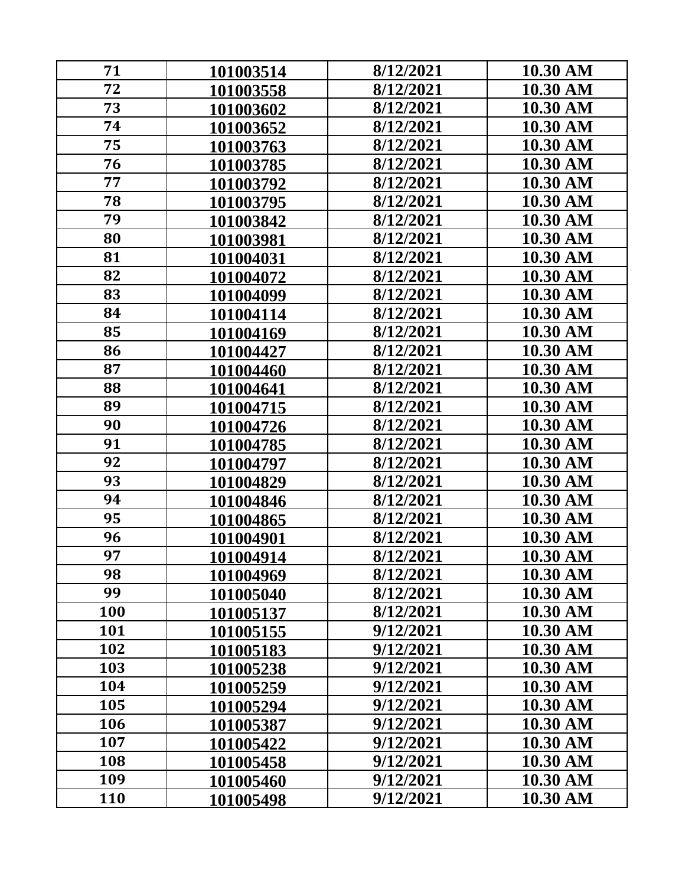| 71 | 101003514 | 8/12/2021 | 10.30 AM |
|---|---|---|---|
| 72 | 101003558 | 8/12/2021 | 10.30 AM |
| 73 | 101003602 | 8/12/2021 | 10.30 AM |
| 74 | 101003652 | 8/12/2021 | 10.30 AM |
| 75 | 101003763 | 8/12/2021 | 10.30 AM |
| 76 | 101003785 | 8/12/2021 | 10.30 AM |
| 77 | 101003792 | 8/12/2021 | 10.30 AM |
| 78 | 101003795 | 8/12/2021 | 10.30 AM |
| 79 | 101003842 | 8/12/2021 | 10.30 AM |
| 80 | 101003981 | 8/12/2021 | 10.30 AM |
| 81 | 101004031 | 8/12/2021 | 10.30 AM |
| 82 | 101004072 | 8/12/2021 | 10.30 AM |
| 83 | 101004099 | 8/12/2021 | 10.30 AM |
| 84 | 101004114 | 8/12/2021 | 10.30 AM |
| 85 | 101004169 | 8/12/2021 | 10.30 AM |
| 86 | 101004427 | 8/12/2021 | 10.30 AM |
| 87 | 101004460 | 8/12/2021 | 10.30 AM |
| 88 | 101004641 | 8/12/2021 | 10.30 AM |
| 89 | 101004715 | 8/12/2021 | 10.30 AM |
| 90 | 101004726 | 8/12/2021 | 10.30 AM |
| 91 | 101004785 | 8/12/2021 | 10.30 AM |
| 92 | 101004797 | 8/12/2021 | 10.30 AM |
| 93 | 101004829 | 8/12/2021 | 10.30 AM |
| 94 | 101004846 | 8/12/2021 | 10.30 AM |
| 95 | 101004865 | 8/12/2021 | 10.30 AM |
| 96 | 101004901 | 8/12/2021 | 10.30 AM |
| 97 | 101004914 | 8/12/2021 | 10.30 AM |
| 98 | 101004969 | 8/12/2021 | 10.30 AM |
| 99 | 101005040 | 8/12/2021 | 10.30 AM |
| 100 | 101005137 | 8/12/2021 | 10.30 AM |
| 101 | 101005155 | 9/12/2021 | 10.30 AM |
| 102 | 101005183 | 9/12/2021 | 10.30 AM |
| 103 | 101005238 | 9/12/2021 | 10.30 AM |
| 104 | 101005259 | 9/12/2021 | 10.30 AM |
| 105 | 101005294 | 9/12/2021 | 10.30 AM |
| 106 | 101005387 | 9/12/2021 | 10.30 AM |
| 107 | 101005422 | 9/12/2021 | 10.30 AM |
| 108 | 101005458 | 9/12/2021 | 10.30 AM |
| 109 | 101005460 | 9/12/2021 | 10.30 AM |
| 110 | 101005498 | 9/12/2021 | 10.30 AM |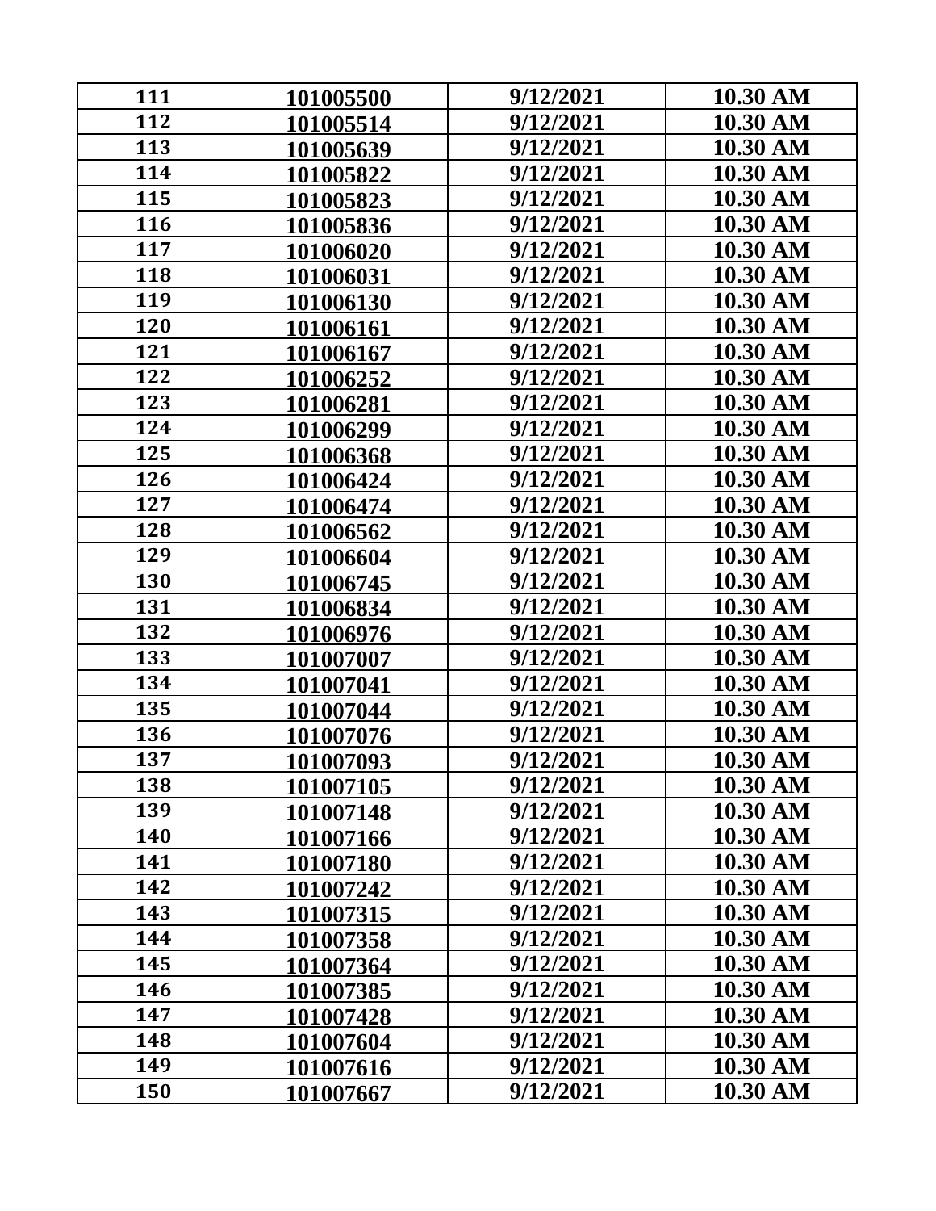| 111 | 101005500 | 9/12/2021 | 10.30 AM |
|---|---|---|---|
| 112 | 101005514 | 9/12/2021 | 10.30 AM |
| 113 | 101005639 | 9/12/2021 | 10.30 AM |
| 114 | 101005822 | 9/12/2021 | 10.30 AM |
| 115 | 101005823 | 9/12/2021 | 10.30 AM |
| 116 | 101005836 | 9/12/2021 | 10.30 AM |
| 117 | 101006020 | 9/12/2021 | 10.30 AM |
| 118 | 101006031 | 9/12/2021 | 10.30 AM |
| 119 | 101006130 | 9/12/2021 | 10.30 AM |
| 120 | 101006161 | 9/12/2021 | 10.30 AM |
| 121 | 101006167 | 9/12/2021 | 10.30 AM |
| 122 | 101006252 | 9/12/2021 | 10.30 AM |
| 123 | 101006281 | 9/12/2021 | 10.30 AM |
| 124 | 101006299 | 9/12/2021 | 10.30 AM |
| 125 | 101006368 | 9/12/2021 | 10.30 AM |
| 126 | 101006424 | 9/12/2021 | 10.30 AM |
| 127 | 101006474 | 9/12/2021 | 10.30 AM |
| 128 | 101006562 | 9/12/2021 | 10.30 AM |
| 129 | 101006604 | 9/12/2021 | 10.30 AM |
| 130 | 101006745 | 9/12/2021 | 10.30 AM |
| 131 | 101006834 | 9/12/2021 | 10.30 AM |
| 132 | 101006976 | 9/12/2021 | 10.30 AM |
| 133 | 101007007 | 9/12/2021 | 10.30 AM |
| 134 | 101007041 | 9/12/2021 | 10.30 AM |
| 135 | 101007044 | 9/12/2021 | 10.30 AM |
| 136 | 101007076 | 9/12/2021 | 10.30 AM |
| 137 | 101007093 | 9/12/2021 | 10.30 AM |
| 138 | 101007105 | 9/12/2021 | 10.30 AM |
| 139 | 101007148 | 9/12/2021 | 10.30 AM |
| 140 | 101007166 | 9/12/2021 | 10.30 AM |
| 141 | 101007180 | 9/12/2021 | 10.30 AM |
| 142 | 101007242 | 9/12/2021 | 10.30 AM |
| 143 | 101007315 | 9/12/2021 | 10.30 AM |
| 144 | 101007358 | 9/12/2021 | 10.30 AM |
| 145 | 101007364 | 9/12/2021 | 10.30 AM |
| 146 | 101007385 | 9/12/2021 | 10.30 AM |
| 147 | 101007428 | 9/12/2021 | 10.30 AM |
| 148 | 101007604 | 9/12/2021 | 10.30 AM |
| 149 | 101007616 | 9/12/2021 | 10.30 AM |
| 150 | 101007667 | 9/12/2021 | 10.30 AM |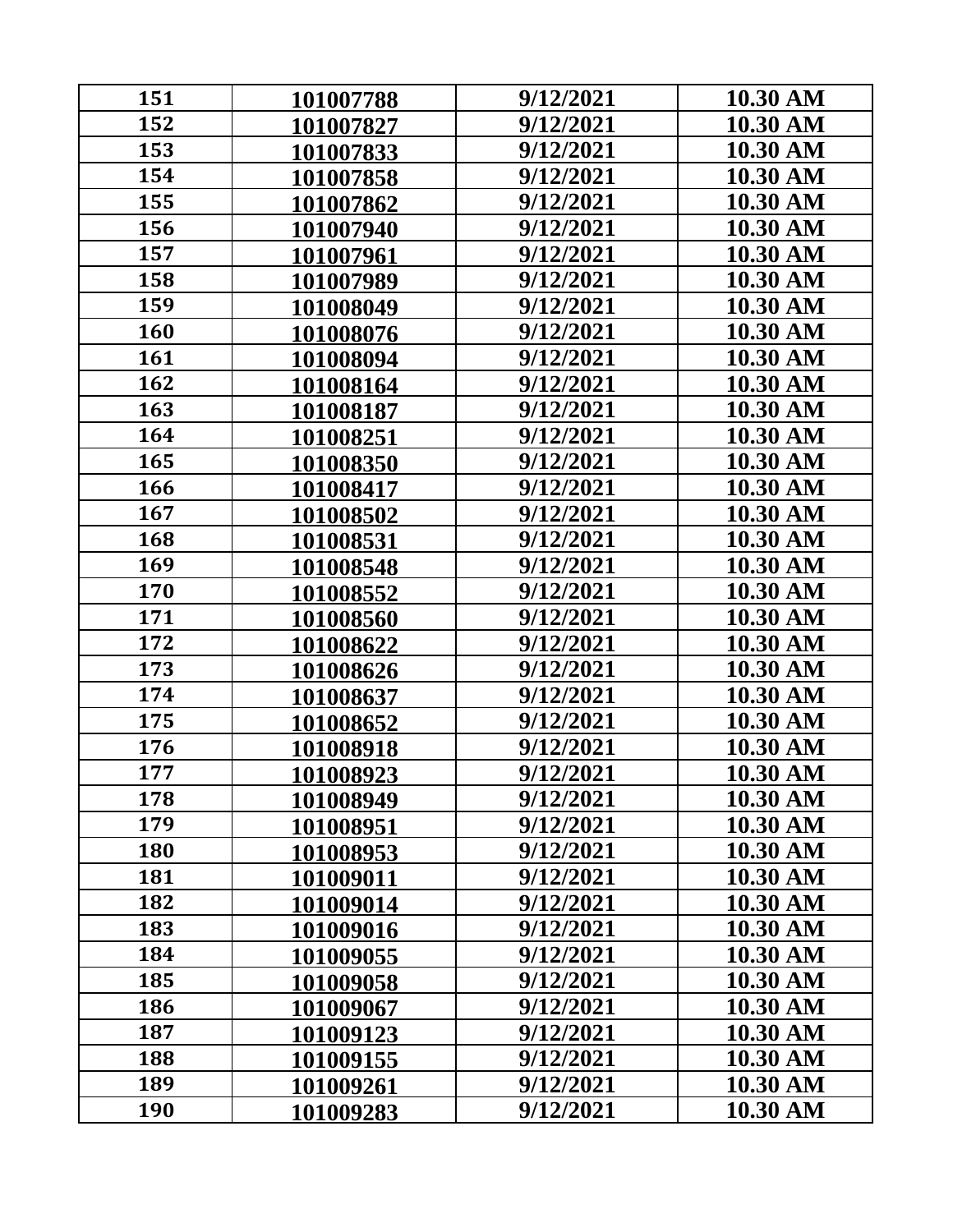| 151 | 101007788 | 9/12/2021 | 10.30 AM |
|---|---|---|---|
| 152 | 101007827 | 9/12/2021 | 10.30 AM |
| 153 | 101007833 | 9/12/2021 | 10.30 AM |
| 154 | 101007858 | 9/12/2021 | 10.30 AM |
| 155 | 101007862 | 9/12/2021 | 10.30 AM |
| 156 | 101007940 | 9/12/2021 | 10.30 AM |
| 157 | 101007961 | 9/12/2021 | 10.30 AM |
| 158 | 101007989 | 9/12/2021 | 10.30 AM |
| 159 | 101008049 | 9/12/2021 | 10.30 AM |
| 160 | 101008076 | 9/12/2021 | 10.30 AM |
| 161 | 101008094 | 9/12/2021 | 10.30 AM |
| 162 | 101008164 | 9/12/2021 | 10.30 AM |
| 163 | 101008187 | 9/12/2021 | 10.30 AM |
| 164 | 101008251 | 9/12/2021 | 10.30 AM |
| 165 | 101008350 | 9/12/2021 | 10.30 AM |
| 166 | 101008417 | 9/12/2021 | 10.30 AM |
| 167 | 101008502 | 9/12/2021 | 10.30 AM |
| 168 | 101008531 | 9/12/2021 | 10.30 AM |
| 169 | 101008548 | 9/12/2021 | 10.30 AM |
| 170 | 101008552 | 9/12/2021 | 10.30 AM |
| 171 | 101008560 | 9/12/2021 | 10.30 AM |
| 172 | 101008622 | 9/12/2021 | 10.30 AM |
| 173 | 101008626 | 9/12/2021 | 10.30 AM |
| 174 | 101008637 | 9/12/2021 | 10.30 AM |
| 175 | 101008652 | 9/12/2021 | 10.30 AM |
| 176 | 101008918 | 9/12/2021 | 10.30 AM |
| 177 | 101008923 | 9/12/2021 | 10.30 AM |
| 178 | 101008949 | 9/12/2021 | 10.30 AM |
| 179 | 101008951 | 9/12/2021 | 10.30 AM |
| 180 | 101008953 | 9/12/2021 | 10.30 AM |
| 181 | 101009011 | 9/12/2021 | 10.30 AM |
| 182 | 101009014 | 9/12/2021 | 10.30 AM |
| 183 | 101009016 | 9/12/2021 | 10.30 AM |
| 184 | 101009055 | 9/12/2021 | 10.30 AM |
| 185 | 101009058 | 9/12/2021 | 10.30 AM |
| 186 | 101009067 | 9/12/2021 | 10.30 AM |
| 187 | 101009123 | 9/12/2021 | 10.30 AM |
| 188 | 101009155 | 9/12/2021 | 10.30 AM |
| 189 | 101009261 | 9/12/2021 | 10.30 AM |
| 190 | 101009283 | 9/12/2021 | 10.30 AM |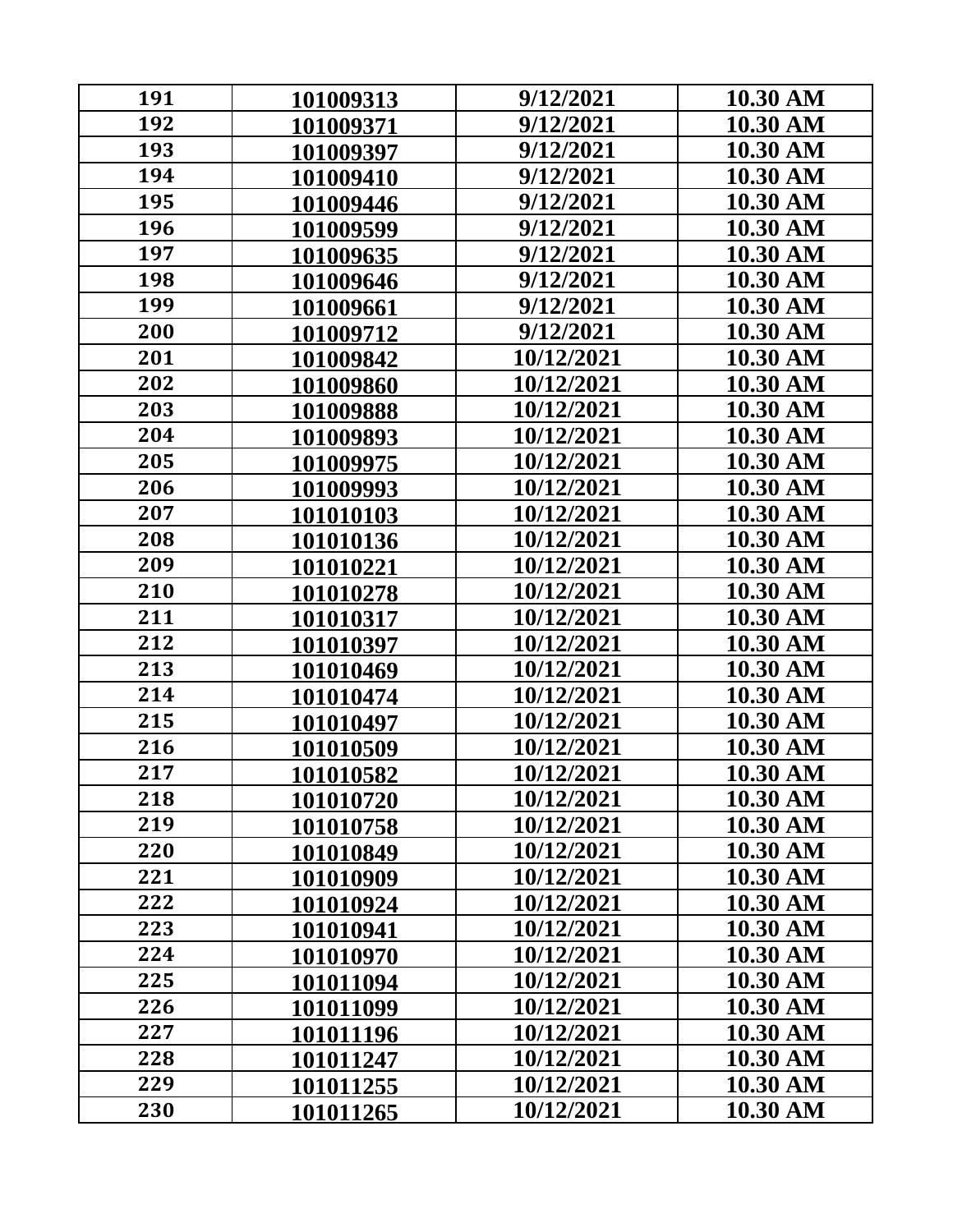| | | | |
|---|---|---|---|
| 191 | 101009313 | 9/12/2021 | 10.30 AM |
| 192 | 101009371 | 9/12/2021 | 10.30 AM |
| 193 | 101009397 | 9/12/2021 | 10.30 AM |
| 194 | 101009410 | 9/12/2021 | 10.30 AM |
| 195 | 101009446 | 9/12/2021 | 10.30 AM |
| 196 | 101009599 | 9/12/2021 | 10.30 AM |
| 197 | 101009635 | 9/12/2021 | 10.30 AM |
| 198 | 101009646 | 9/12/2021 | 10.30 AM |
| 199 | 101009661 | 9/12/2021 | 10.30 AM |
| 200 | 101009712 | 9/12/2021 | 10.30 AM |
| 201 | 101009842 | 10/12/2021 | 10.30 AM |
| 202 | 101009860 | 10/12/2021 | 10.30 AM |
| 203 | 101009888 | 10/12/2021 | 10.30 AM |
| 204 | 101009893 | 10/12/2021 | 10.30 AM |
| 205 | 101009975 | 10/12/2021 | 10.30 AM |
| 206 | 101009993 | 10/12/2021 | 10.30 AM |
| 207 | 101010103 | 10/12/2021 | 10.30 AM |
| 208 | 101010136 | 10/12/2021 | 10.30 AM |
| 209 | 101010221 | 10/12/2021 | 10.30 AM |
| 210 | 101010278 | 10/12/2021 | 10.30 AM |
| 211 | 101010317 | 10/12/2021 | 10.30 AM |
| 212 | 101010397 | 10/12/2021 | 10.30 AM |
| 213 | 101010469 | 10/12/2021 | 10.30 AM |
| 214 | 101010474 | 10/12/2021 | 10.30 AM |
| 215 | 101010497 | 10/12/2021 | 10.30 AM |
| 216 | 101010509 | 10/12/2021 | 10.30 AM |
| 217 | 101010582 | 10/12/2021 | 10.30 AM |
| 218 | 101010720 | 10/12/2021 | 10.30 AM |
| 219 | 101010758 | 10/12/2021 | 10.30 AM |
| 220 | 101010849 | 10/12/2021 | 10.30 AM |
| 221 | 101010909 | 10/12/2021 | 10.30 AM |
| 222 | 101010924 | 10/12/2021 | 10.30 AM |
| 223 | 101010941 | 10/12/2021 | 10.30 AM |
| 224 | 101010970 | 10/12/2021 | 10.30 AM |
| 225 | 101011094 | 10/12/2021 | 10.30 AM |
| 226 | 101011099 | 10/12/2021 | 10.30 AM |
| 227 | 101011196 | 10/12/2021 | 10.30 AM |
| 228 | 101011247 | 10/12/2021 | 10.30 AM |
| 229 | 101011255 | 10/12/2021 | 10.30 AM |
| 230 | 101011265 | 10/12/2021 | 10.30 AM |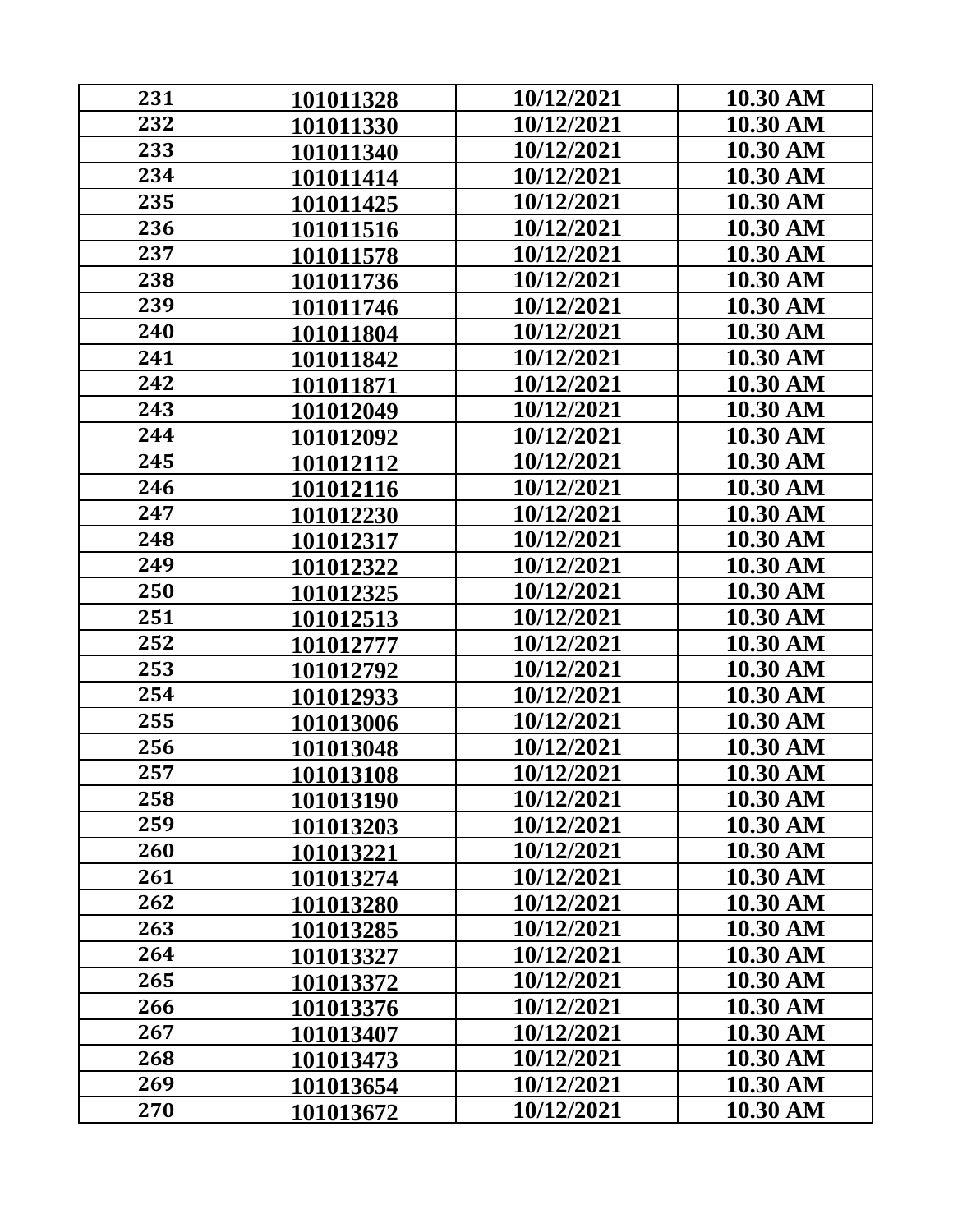| 231 | 101011328 | 10/12/2021 | 10.30 AM |
|---|---|---|---|
| 232 | 101011330 | 10/12/2021 | 10.30 AM |
| 233 | 101011340 | 10/12/2021 | 10.30 AM |
| 234 | 101011414 | 10/12/2021 | 10.30 AM |
| 235 | 101011425 | 10/12/2021 | 10.30 AM |
| 236 | 101011516 | 10/12/2021 | 10.30 AM |
| 237 | 101011578 | 10/12/2021 | 10.30 AM |
| 238 | 101011736 | 10/12/2021 | 10.30 AM |
| 239 | 101011746 | 10/12/2021 | 10.30 AM |
| 240 | 101011804 | 10/12/2021 | 10.30 AM |
| 241 | 101011842 | 10/12/2021 | 10.30 AM |
| 242 | 101011871 | 10/12/2021 | 10.30 AM |
| 243 | 101012049 | 10/12/2021 | 10.30 AM |
| 244 | 101012092 | 10/12/2021 | 10.30 AM |
| 245 | 101012112 | 10/12/2021 | 10.30 AM |
| 246 | 101012116 | 10/12/2021 | 10.30 AM |
| 247 | 101012230 | 10/12/2021 | 10.30 AM |
| 248 | 101012317 | 10/12/2021 | 10.30 AM |
| 249 | 101012322 | 10/12/2021 | 10.30 AM |
| 250 | 101012325 | 10/12/2021 | 10.30 AM |
| 251 | 101012513 | 10/12/2021 | 10.30 AM |
| 252 | 101012777 | 10/12/2021 | 10.30 AM |
| 253 | 101012792 | 10/12/2021 | 10.30 AM |
| 254 | 101012933 | 10/12/2021 | 10.30 AM |
| 255 | 101013006 | 10/12/2021 | 10.30 AM |
| 256 | 101013048 | 10/12/2021 | 10.30 AM |
| 257 | 101013108 | 10/12/2021 | 10.30 AM |
| 258 | 101013190 | 10/12/2021 | 10.30 AM |
| 259 | 101013203 | 10/12/2021 | 10.30 AM |
| 260 | 101013221 | 10/12/2021 | 10.30 AM |
| 261 | 101013274 | 10/12/2021 | 10.30 AM |
| 262 | 101013280 | 10/12/2021 | 10.30 AM |
| 263 | 101013285 | 10/12/2021 | 10.30 AM |
| 264 | 101013327 | 10/12/2021 | 10.30 AM |
| 265 | 101013372 | 10/12/2021 | 10.30 AM |
| 266 | 101013376 | 10/12/2021 | 10.30 AM |
| 267 | 101013407 | 10/12/2021 | 10.30 AM |
| 268 | 101013473 | 10/12/2021 | 10.30 AM |
| 269 | 101013654 | 10/12/2021 | 10.30 AM |
| 270 | 101013672 | 10/12/2021 | 10.30 AM |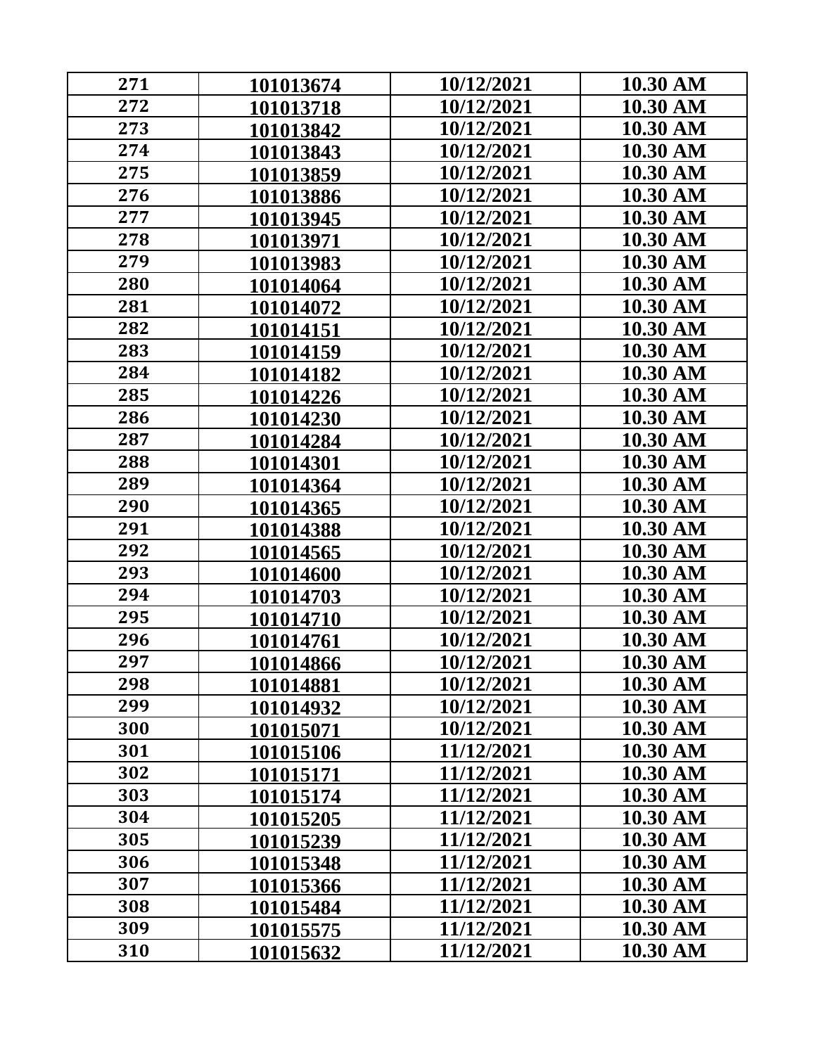| 271 | 101013674 | 10/12/2021 | 10.30 AM |
|---|---|---|---|
| 272 | 101013718 | 10/12/2021 | 10.30 AM |
| 273 | 101013842 | 10/12/2021 | 10.30 AM |
| 274 | 101013843 | 10/12/2021 | 10.30 AM |
| 275 | 101013859 | 10/12/2021 | 10.30 AM |
| 276 | 101013886 | 10/12/2021 | 10.30 AM |
| 277 | 101013945 | 10/12/2021 | 10.30 AM |
| 278 | 101013971 | 10/12/2021 | 10.30 AM |
| 279 | 101013983 | 10/12/2021 | 10.30 AM |
| 280 | 101014064 | 10/12/2021 | 10.30 AM |
| 281 | 101014072 | 10/12/2021 | 10.30 AM |
| 282 | 101014151 | 10/12/2021 | 10.30 AM |
| 283 | 101014159 | 10/12/2021 | 10.30 AM |
| 284 | 101014182 | 10/12/2021 | 10.30 AM |
| 285 | 101014226 | 10/12/2021 | 10.30 AM |
| 286 | 101014230 | 10/12/2021 | 10.30 AM |
| 287 | 101014284 | 10/12/2021 | 10.30 AM |
| 288 | 101014301 | 10/12/2021 | 10.30 AM |
| 289 | 101014364 | 10/12/2021 | 10.30 AM |
| 290 | 101014365 | 10/12/2021 | 10.30 AM |
| 291 | 101014388 | 10/12/2021 | 10.30 AM |
| 292 | 101014565 | 10/12/2021 | 10.30 AM |
| 293 | 101014600 | 10/12/2021 | 10.30 AM |
| 294 | 101014703 | 10/12/2021 | 10.30 AM |
| 295 | 101014710 | 10/12/2021 | 10.30 AM |
| 296 | 101014761 | 10/12/2021 | 10.30 AM |
| 297 | 101014866 | 10/12/2021 | 10.30 AM |
| 298 | 101014881 | 10/12/2021 | 10.30 AM |
| 299 | 101014932 | 10/12/2021 | 10.30 AM |
| 300 | 101015071 | 10/12/2021 | 10.30 AM |
| 301 | 101015106 | 11/12/2021 | 10.30 AM |
| 302 | 101015171 | 11/12/2021 | 10.30 AM |
| 303 | 101015174 | 11/12/2021 | 10.30 AM |
| 304 | 101015205 | 11/12/2021 | 10.30 AM |
| 305 | 101015239 | 11/12/2021 | 10.30 AM |
| 306 | 101015348 | 11/12/2021 | 10.30 AM |
| 307 | 101015366 | 11/12/2021 | 10.30 AM |
| 308 | 101015484 | 11/12/2021 | 10.30 AM |
| 309 | 101015575 | 11/12/2021 | 10.30 AM |
| 310 | 101015632 | 11/12/2021 | 10.30 AM |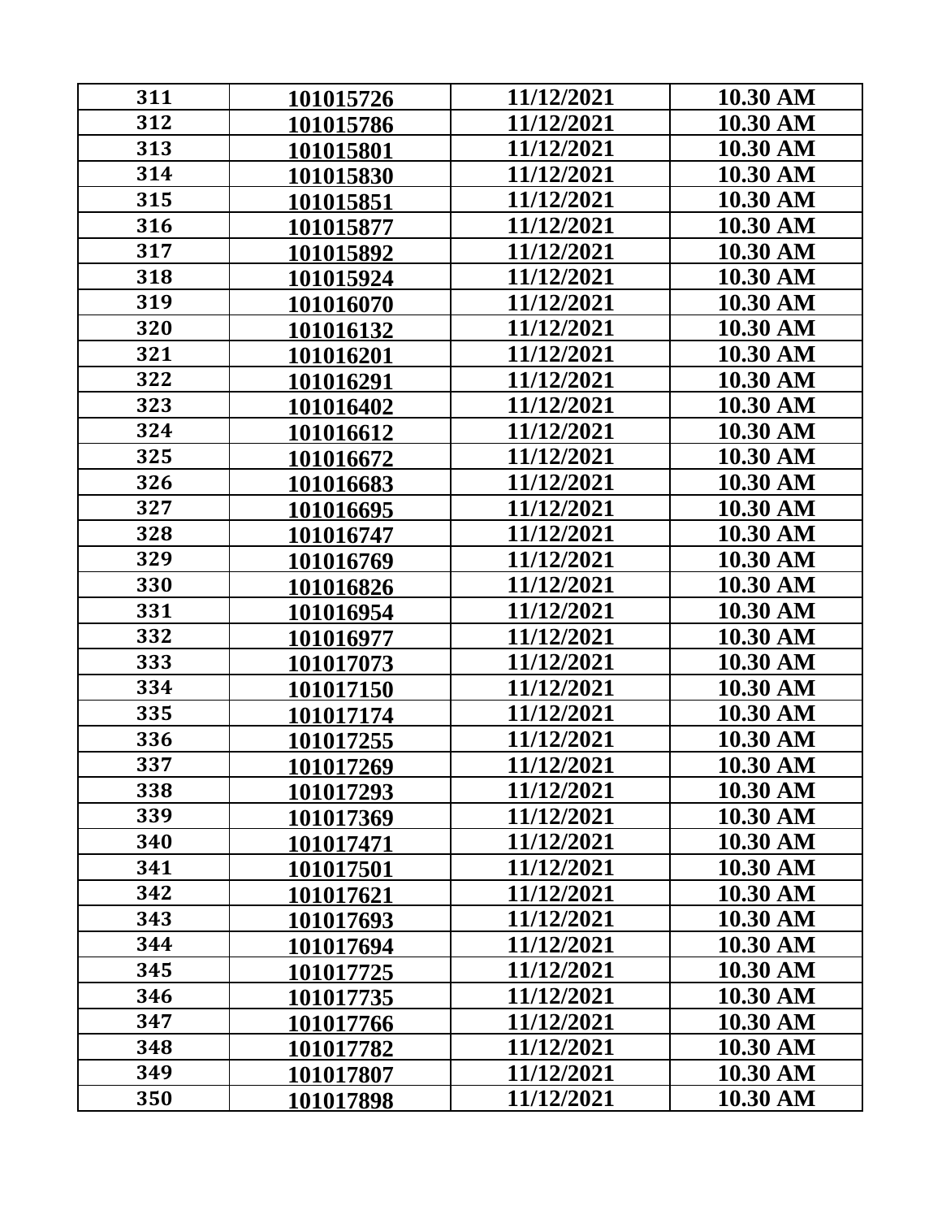| 311 | 101015726 | 11/12/2021 | 10.30 AM |
|---|---|---|---|
| 312 | 101015786 | 11/12/2021 | 10.30 AM |
| 313 | 101015801 | 11/12/2021 | 10.30 AM |
| 314 | 101015830 | 11/12/2021 | 10.30 AM |
| 315 | 101015851 | 11/12/2021 | 10.30 AM |
| 316 | 101015877 | 11/12/2021 | 10.30 AM |
| 317 | 101015892 | 11/12/2021 | 10.30 AM |
| 318 | 101015924 | 11/12/2021 | 10.30 AM |
| 319 | 101016070 | 11/12/2021 | 10.30 AM |
| 320 | 101016132 | 11/12/2021 | 10.30 AM |
| 321 | 101016201 | 11/12/2021 | 10.30 AM |
| 322 | 101016291 | 11/12/2021 | 10.30 AM |
| 323 | 101016402 | 11/12/2021 | 10.30 AM |
| 324 | 101016612 | 11/12/2021 | 10.30 AM |
| 325 | 101016672 | 11/12/2021 | 10.30 AM |
| 326 | 101016683 | 11/12/2021 | 10.30 AM |
| 327 | 101016695 | 11/12/2021 | 10.30 AM |
| 328 | 101016747 | 11/12/2021 | 10.30 AM |
| 329 | 101016769 | 11/12/2021 | 10.30 AM |
| 330 | 101016826 | 11/12/2021 | 10.30 AM |
| 331 | 101016954 | 11/12/2021 | 10.30 AM |
| 332 | 101016977 | 11/12/2021 | 10.30 AM |
| 333 | 101017073 | 11/12/2021 | 10.30 AM |
| 334 | 101017150 | 11/12/2021 | 10.30 AM |
| 335 | 101017174 | 11/12/2021 | 10.30 AM |
| 336 | 101017255 | 11/12/2021 | 10.30 AM |
| 337 | 101017269 | 11/12/2021 | 10.30 AM |
| 338 | 101017293 | 11/12/2021 | 10.30 AM |
| 339 | 101017369 | 11/12/2021 | 10.30 AM |
| 340 | 101017471 | 11/12/2021 | 10.30 AM |
| 341 | 101017501 | 11/12/2021 | 10.30 AM |
| 342 | 101017621 | 11/12/2021 | 10.30 AM |
| 343 | 101017693 | 11/12/2021 | 10.30 AM |
| 344 | 101017694 | 11/12/2021 | 10.30 AM |
| 345 | 101017725 | 11/12/2021 | 10.30 AM |
| 346 | 101017735 | 11/12/2021 | 10.30 AM |
| 347 | 101017766 | 11/12/2021 | 10.30 AM |
| 348 | 101017782 | 11/12/2021 | 10.30 AM |
| 349 | 101017807 | 11/12/2021 | 10.30 AM |
| 350 | 101017898 | 11/12/2021 | 10.30 AM |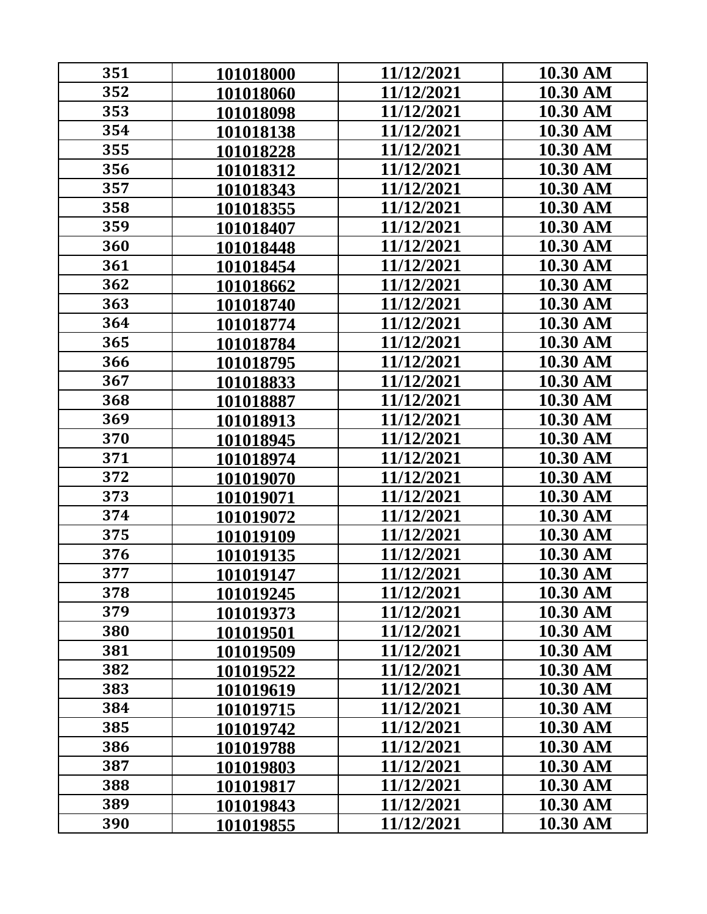| 351 | 101018000 | 11/12/2021 | 10.30 AM |
|---|---|---|---|
| 352 | 101018060 | 11/12/2021 | 10.30 AM |
| 353 | 101018098 | 11/12/2021 | 10.30 AM |
| 354 | 101018138 | 11/12/2021 | 10.30 AM |
| 355 | 101018228 | 11/12/2021 | 10.30 AM |
| 356 | 101018312 | 11/12/2021 | 10.30 AM |
| 357 | 101018343 | 11/12/2021 | 10.30 AM |
| 358 | 101018355 | 11/12/2021 | 10.30 AM |
| 359 | 101018407 | 11/12/2021 | 10.30 AM |
| 360 | 101018448 | 11/12/2021 | 10.30 AM |
| 361 | 101018454 | 11/12/2021 | 10.30 AM |
| 362 | 101018662 | 11/12/2021 | 10.30 AM |
| 363 | 101018740 | 11/12/2021 | 10.30 AM |
| 364 | 101018774 | 11/12/2021 | 10.30 AM |
| 365 | 101018784 | 11/12/2021 | 10.30 AM |
| 366 | 101018795 | 11/12/2021 | 10.30 AM |
| 367 | 101018833 | 11/12/2021 | 10.30 AM |
| 368 | 101018887 | 11/12/2021 | 10.30 AM |
| 369 | 101018913 | 11/12/2021 | 10.30 AM |
| 370 | 101018945 | 11/12/2021 | 10.30 AM |
| 371 | 101018974 | 11/12/2021 | 10.30 AM |
| 372 | 101019070 | 11/12/2021 | 10.30 AM |
| 373 | 101019071 | 11/12/2021 | 10.30 AM |
| 374 | 101019072 | 11/12/2021 | 10.30 AM |
| 375 | 101019109 | 11/12/2021 | 10.30 AM |
| 376 | 101019135 | 11/12/2021 | 10.30 AM |
| 377 | 101019147 | 11/12/2021 | 10.30 AM |
| 378 | 101019245 | 11/12/2021 | 10.30 AM |
| 379 | 101019373 | 11/12/2021 | 10.30 AM |
| 380 | 101019501 | 11/12/2021 | 10.30 AM |
| 381 | 101019509 | 11/12/2021 | 10.30 AM |
| 382 | 101019522 | 11/12/2021 | 10.30 AM |
| 383 | 101019619 | 11/12/2021 | 10.30 AM |
| 384 | 101019715 | 11/12/2021 | 10.30 AM |
| 385 | 101019742 | 11/12/2021 | 10.30 AM |
| 386 | 101019788 | 11/12/2021 | 10.30 AM |
| 387 | 101019803 | 11/12/2021 | 10.30 AM |
| 388 | 101019817 | 11/12/2021 | 10.30 AM |
| 389 | 101019843 | 11/12/2021 | 10.30 AM |
| 390 | 101019855 | 11/12/2021 | 10.30 AM |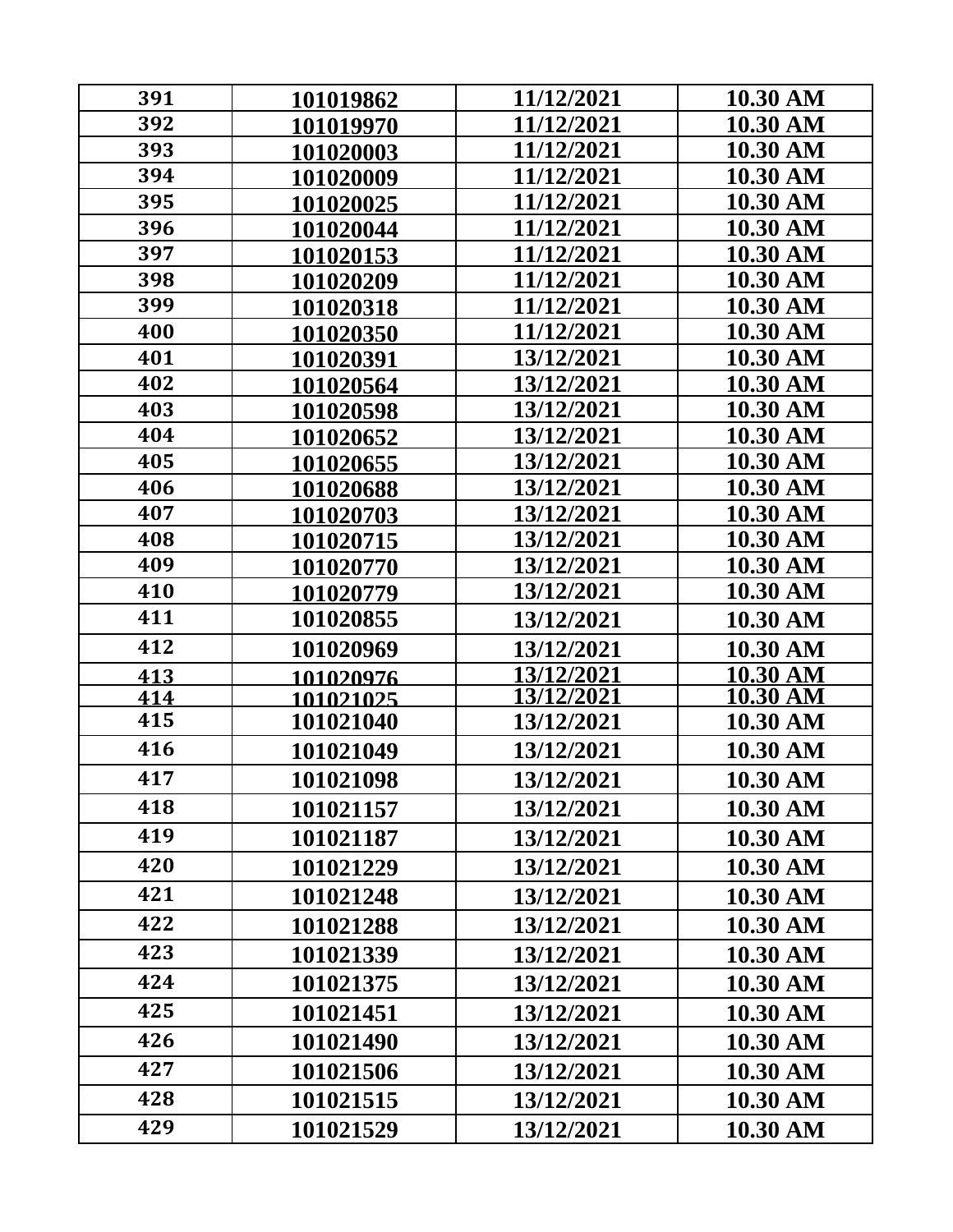| 391 | 101019862 | 11/12/2021 | 10.30 AM |
|---|---|---|---|
| 392 | 101019970 | 11/12/2021 | 10.30 AM |
| 393 | 101020003 | 11/12/2021 | 10.30 AM |
| 394 | 101020009 | 11/12/2021 | 10.30 AM |
| 395 | 101020025 | 11/12/2021 | 10.30 AM |
| 396 | 101020044 | 11/12/2021 | 10.30 AM |
| 397 | 101020153 | 11/12/2021 | 10.30 AM |
| 398 | 101020209 | 11/12/2021 | 10.30 AM |
| 399 | 101020318 | 11/12/2021 | 10.30 AM |
| 400 | 101020350 | 11/12/2021 | 10.30 AM |
| 401 | 101020391 | 13/12/2021 | 10.30 AM |
| 402 | 101020564 | 13/12/2021 | 10.30 AM |
| 403 | 101020598 | 13/12/2021 | 10.30 AM |
| 404 | 101020652 | 13/12/2021 | 10.30 AM |
| 405 | 101020655 | 13/12/2021 | 10.30 AM |
| 406 | 101020688 | 13/12/2021 | 10.30 AM |
| 407 | 101020703 | 13/12/2021 | 10.30 AM |
| 408 | 101020715 | 13/12/2021 | 10.30 AM |
| 409 | 101020770 | 13/12/2021 | 10.30 AM |
| 410 | 101020779 | 13/12/2021 | 10.30 AM |
| 411 | 101020855 | 13/12/2021 | 10.30 AM |
| 412 | 101020969 | 13/12/2021 | 10.30 AM |
| 413 | 101020976 | 13/12/2021 | 10.30 AM |
| 414 | 101021025 | 13/12/2021 | 10.30 AM |
| 415 | 101021040 | 13/12/2021 | 10.30 AM |
| 416 | 101021049 | 13/12/2021 | 10.30 AM |
| 417 | 101021098 | 13/12/2021 | 10.30 AM |
| 418 | 101021157 | 13/12/2021 | 10.30 AM |
| 419 | 101021187 | 13/12/2021 | 10.30 AM |
| 420 | 101021229 | 13/12/2021 | 10.30 AM |
| 421 | 101021248 | 13/12/2021 | 10.30 AM |
| 422 | 101021288 | 13/12/2021 | 10.30 AM |
| 423 | 101021339 | 13/12/2021 | 10.30 AM |
| 424 | 101021375 | 13/12/2021 | 10.30 AM |
| 425 | 101021451 | 13/12/2021 | 10.30 AM |
| 426 | 101021490 | 13/12/2021 | 10.30 AM |
| 427 | 101021506 | 13/12/2021 | 10.30 AM |
| 428 | 101021515 | 13/12/2021 | 10.30 AM |
| 429 | 101021529 | 13/12/2021 | 10.30 AM |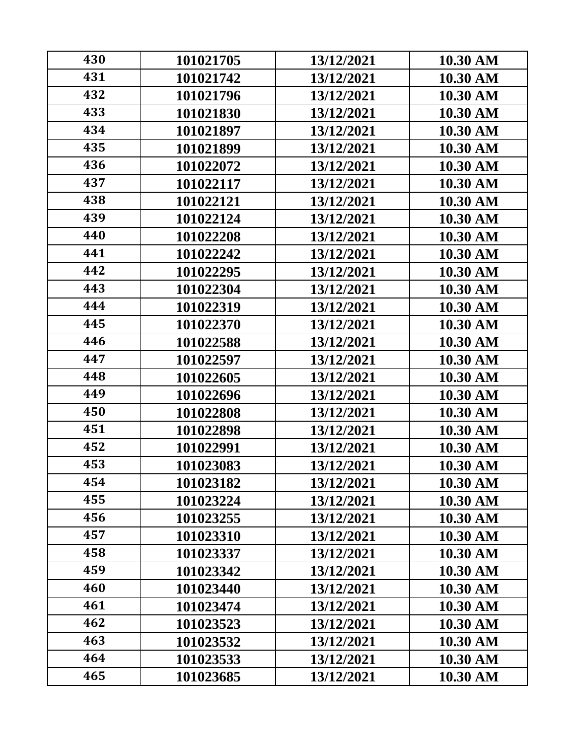| 430 | 101021705 | 13/12/2021 | 10.30 AM |
|---|---|---|---|
| 431 | 101021742 | 13/12/2021 | 10.30 AM |
| 432 | 101021796 | 13/12/2021 | 10.30 AM |
| 433 | 101021830 | 13/12/2021 | 10.30 AM |
| 434 | 101021897 | 13/12/2021 | 10.30 AM |
| 435 | 101021899 | 13/12/2021 | 10.30 AM |
| 436 | 101022072 | 13/12/2021 | 10.30 AM |
| 437 | 101022117 | 13/12/2021 | 10.30 AM |
| 438 | 101022121 | 13/12/2021 | 10.30 AM |
| 439 | 101022124 | 13/12/2021 | 10.30 AM |
| 440 | 101022208 | 13/12/2021 | 10.30 AM |
| 441 | 101022242 | 13/12/2021 | 10.30 AM |
| 442 | 101022295 | 13/12/2021 | 10.30 AM |
| 443 | 101022304 | 13/12/2021 | 10.30 AM |
| 444 | 101022319 | 13/12/2021 | 10.30 AM |
| 445 | 101022370 | 13/12/2021 | 10.30 AM |
| 446 | 101022588 | 13/12/2021 | 10.30 AM |
| 447 | 101022597 | 13/12/2021 | 10.30 AM |
| 448 | 101022605 | 13/12/2021 | 10.30 AM |
| 449 | 101022696 | 13/12/2021 | 10.30 AM |
| 450 | 101022808 | 13/12/2021 | 10.30 AM |
| 451 | 101022898 | 13/12/2021 | 10.30 AM |
| 452 | 101022991 | 13/12/2021 | 10.30 AM |
| 453 | 101023083 | 13/12/2021 | 10.30 AM |
| 454 | 101023182 | 13/12/2021 | 10.30 AM |
| 455 | 101023224 | 13/12/2021 | 10.30 AM |
| 456 | 101023255 | 13/12/2021 | 10.30 AM |
| 457 | 101023310 | 13/12/2021 | 10.30 AM |
| 458 | 101023337 | 13/12/2021 | 10.30 AM |
| 459 | 101023342 | 13/12/2021 | 10.30 AM |
| 460 | 101023440 | 13/12/2021 | 10.30 AM |
| 461 | 101023474 | 13/12/2021 | 10.30 AM |
| 462 | 101023523 | 13/12/2021 | 10.30 AM |
| 463 | 101023532 | 13/12/2021 | 10.30 AM |
| 464 | 101023533 | 13/12/2021 | 10.30 AM |
| 465 | 101023685 | 13/12/2021 | 10.30 AM |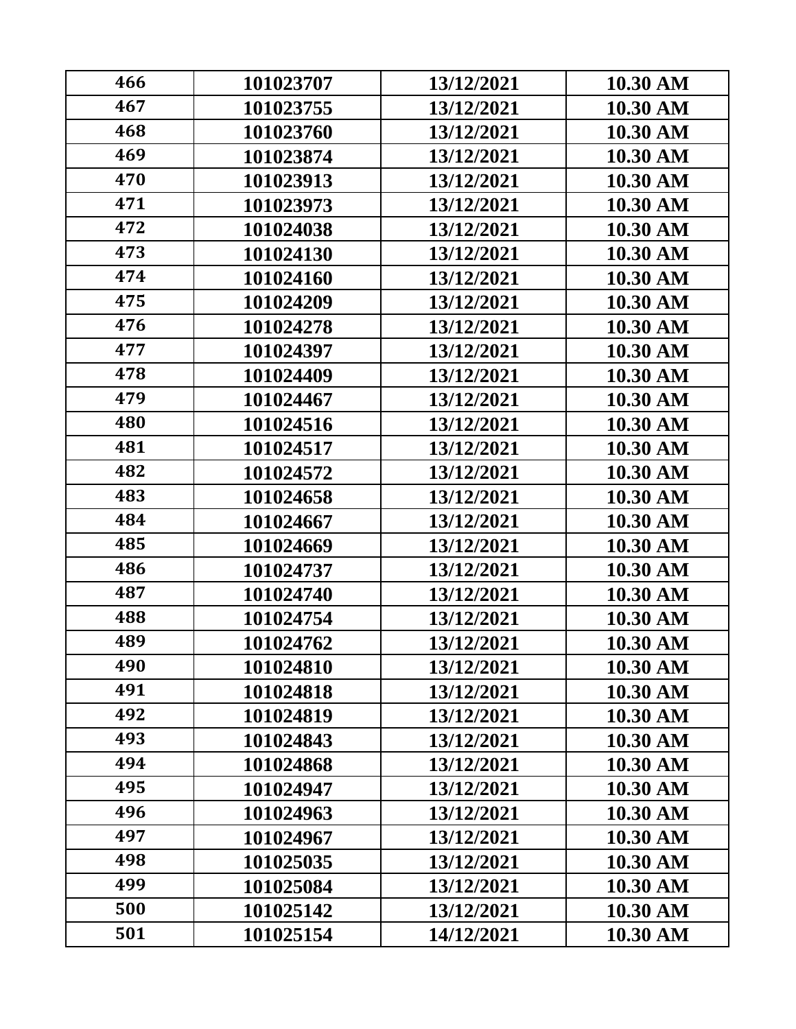| 466 | 101023707 | 13/12/2021 | 10.30 AM |
|---|---|---|---|
| 467 | 101023755 | 13/12/2021 | 10.30 AM |
| 468 | 101023760 | 13/12/2021 | 10.30 AM |
| 469 | 101023874 | 13/12/2021 | 10.30 AM |
| 470 | 101023913 | 13/12/2021 | 10.30 AM |
| 471 | 101023973 | 13/12/2021 | 10.30 AM |
| 472 | 101024038 | 13/12/2021 | 10.30 AM |
| 473 | 101024130 | 13/12/2021 | 10.30 AM |
| 474 | 101024160 | 13/12/2021 | 10.30 AM |
| 475 | 101024209 | 13/12/2021 | 10.30 AM |
| 476 | 101024278 | 13/12/2021 | 10.30 AM |
| 477 | 101024397 | 13/12/2021 | 10.30 AM |
| 478 | 101024409 | 13/12/2021 | 10.30 AM |
| 479 | 101024467 | 13/12/2021 | 10.30 AM |
| 480 | 101024516 | 13/12/2021 | 10.30 AM |
| 481 | 101024517 | 13/12/2021 | 10.30 AM |
| 482 | 101024572 | 13/12/2021 | 10.30 AM |
| 483 | 101024658 | 13/12/2021 | 10.30 AM |
| 484 | 101024667 | 13/12/2021 | 10.30 AM |
| 485 | 101024669 | 13/12/2021 | 10.30 AM |
| 486 | 101024737 | 13/12/2021 | 10.30 AM |
| 487 | 101024740 | 13/12/2021 | 10.30 AM |
| 488 | 101024754 | 13/12/2021 | 10.30 AM |
| 489 | 101024762 | 13/12/2021 | 10.30 AM |
| 490 | 101024810 | 13/12/2021 | 10.30 AM |
| 491 | 101024818 | 13/12/2021 | 10.30 AM |
| 492 | 101024819 | 13/12/2021 | 10.30 AM |
| 493 | 101024843 | 13/12/2021 | 10.30 AM |
| 494 | 101024868 | 13/12/2021 | 10.30 AM |
| 495 | 101024947 | 13/12/2021 | 10.30 AM |
| 496 | 101024963 | 13/12/2021 | 10.30 AM |
| 497 | 101024967 | 13/12/2021 | 10.30 AM |
| 498 | 101025035 | 13/12/2021 | 10.30 AM |
| 499 | 101025084 | 13/12/2021 | 10.30 AM |
| 500 | 101025142 | 13/12/2021 | 10.30 AM |
| 501 | 101025154 | 14/12/2021 | 10.30 AM |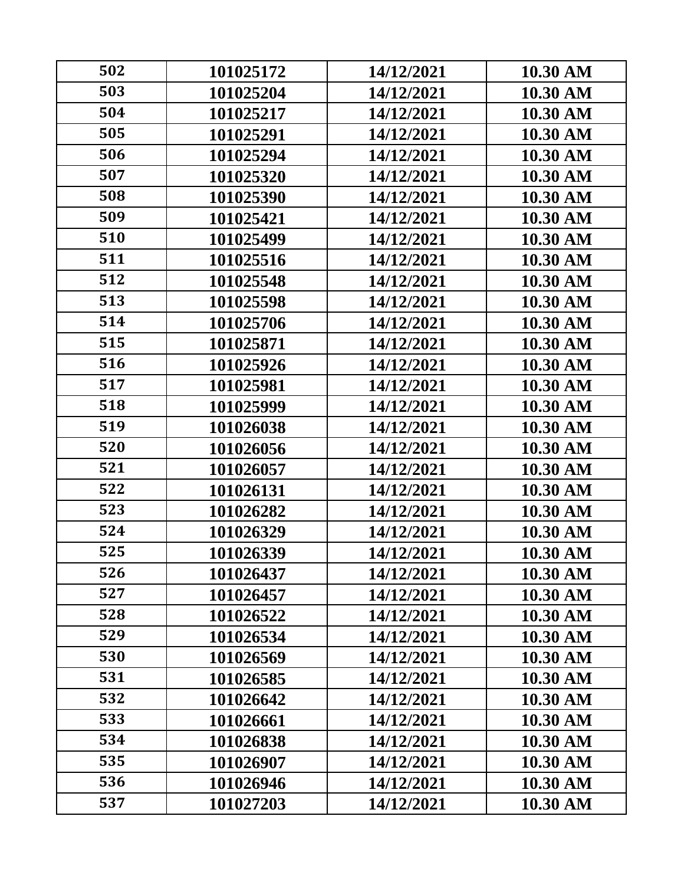| 502 | 101025172 | 14/12/2021 | 10.30 AM |
|---|---|---|---|
| 503 | 101025204 | 14/12/2021 | 10.30 AM |
| 504 | 101025217 | 14/12/2021 | 10.30 AM |
| 505 | 101025291 | 14/12/2021 | 10.30 AM |
| 506 | 101025294 | 14/12/2021 | 10.30 AM |
| 507 | 101025320 | 14/12/2021 | 10.30 AM |
| 508 | 101025390 | 14/12/2021 | 10.30 AM |
| 509 | 101025421 | 14/12/2021 | 10.30 AM |
| 510 | 101025499 | 14/12/2021 | 10.30 AM |
| 511 | 101025516 | 14/12/2021 | 10.30 AM |
| 512 | 101025548 | 14/12/2021 | 10.30 AM |
| 513 | 101025598 | 14/12/2021 | 10.30 AM |
| 514 | 101025706 | 14/12/2021 | 10.30 AM |
| 515 | 101025871 | 14/12/2021 | 10.30 AM |
| 516 | 101025926 | 14/12/2021 | 10.30 AM |
| 517 | 101025981 | 14/12/2021 | 10.30 AM |
| 518 | 101025999 | 14/12/2021 | 10.30 AM |
| 519 | 101026038 | 14/12/2021 | 10.30 AM |
| 520 | 101026056 | 14/12/2021 | 10.30 AM |
| 521 | 101026057 | 14/12/2021 | 10.30 AM |
| 522 | 101026131 | 14/12/2021 | 10.30 AM |
| 523 | 101026282 | 14/12/2021 | 10.30 AM |
| 524 | 101026329 | 14/12/2021 | 10.30 AM |
| 525 | 101026339 | 14/12/2021 | 10.30 AM |
| 526 | 101026437 | 14/12/2021 | 10.30 AM |
| 527 | 101026457 | 14/12/2021 | 10.30 AM |
| 528 | 101026522 | 14/12/2021 | 10.30 AM |
| 529 | 101026534 | 14/12/2021 | 10.30 AM |
| 530 | 101026569 | 14/12/2021 | 10.30 AM |
| 531 | 101026585 | 14/12/2021 | 10.30 AM |
| 532 | 101026642 | 14/12/2021 | 10.30 AM |
| 533 | 101026661 | 14/12/2021 | 10.30 AM |
| 534 | 101026838 | 14/12/2021 | 10.30 AM |
| 535 | 101026907 | 14/12/2021 | 10.30 AM |
| 536 | 101026946 | 14/12/2021 | 10.30 AM |
| 537 | 101027203 | 14/12/2021 | 10.30 AM |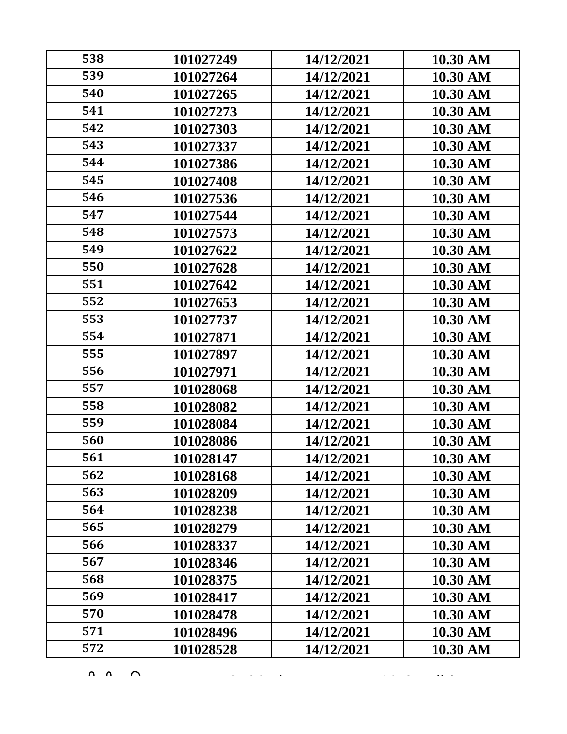| 538 | 101027249 | 14/12/2021 | 10.30 AM |
|---|---|---|---|
| 539 | 101027264 | 14/12/2021 | 10.30 AM |
| 540 | 101027265 | 14/12/2021 | 10.30 AM |
| 541 | 101027273 | 14/12/2021 | 10.30 AM |
| 542 | 101027303 | 14/12/2021 | 10.30 AM |
| 543 | 101027337 | 14/12/2021 | 10.30 AM |
| 544 | 101027386 | 14/12/2021 | 10.30 AM |
| 545 | 101027408 | 14/12/2021 | 10.30 AM |
| 546 | 101027536 | 14/12/2021 | 10.30 AM |
| 547 | 101027544 | 14/12/2021 | 10.30 AM |
| 548 | 101027573 | 14/12/2021 | 10.30 AM |
| 549 | 101027622 | 14/12/2021 | 10.30 AM |
| 550 | 101027628 | 14/12/2021 | 10.30 AM |
| 551 | 101027642 | 14/12/2021 | 10.30 AM |
| 552 | 101027653 | 14/12/2021 | 10.30 AM |
| 553 | 101027737 | 14/12/2021 | 10.30 AM |
| 554 | 101027871 | 14/12/2021 | 10.30 AM |
| 555 | 101027897 | 14/12/2021 | 10.30 AM |
| 556 | 101027971 | 14/12/2021 | 10.30 AM |
| 557 | 101028068 | 14/12/2021 | 10.30 AM |
| 558 | 101028082 | 14/12/2021 | 10.30 AM |
| 559 | 101028084 | 14/12/2021 | 10.30 AM |
| 560 | 101028086 | 14/12/2021 | 10.30 AM |
| 561 | 101028147 | 14/12/2021 | 10.30 AM |
| 562 | 101028168 | 14/12/2021 | 10.30 AM |
| 563 | 101028209 | 14/12/2021 | 10.30 AM |
| 564 | 101028238 | 14/12/2021 | 10.30 AM |
| 565 | 101028279 | 14/12/2021 | 10.30 AM |
| 566 | 101028337 | 14/12/2021 | 10.30 AM |
| 567 | 101028346 | 14/12/2021 | 10.30 AM |
| 568 | 101028375 | 14/12/2021 | 10.30 AM |
| 569 | 101028417 | 14/12/2021 | 10.30 AM |
| 570 | 101028478 | 14/12/2021 | 10.30 AM |
| 571 | 101028496 | 14/12/2021 | 10.30 AM |
| 572 | 101028528 | 14/12/2021 | 10.30 AM |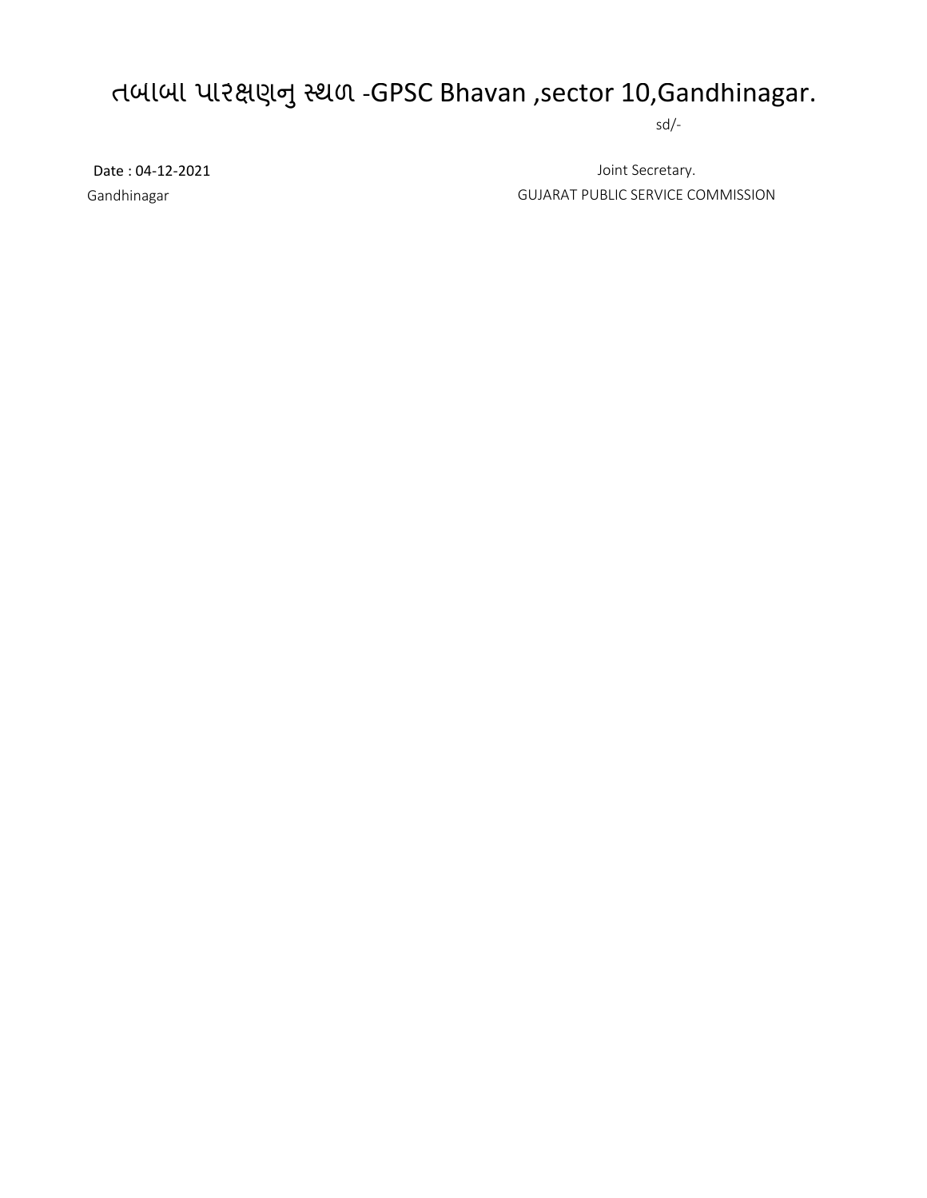# તબાબા પારક્ષણનુ સ્થળ -GPSC Bhavan ,sector 10,Gandhinagar.

sd/-

Date : 04-12-2021

Gandhinagar

Joint Secretary.

GUJARAT PUBLIC SERVICE COMMISSION